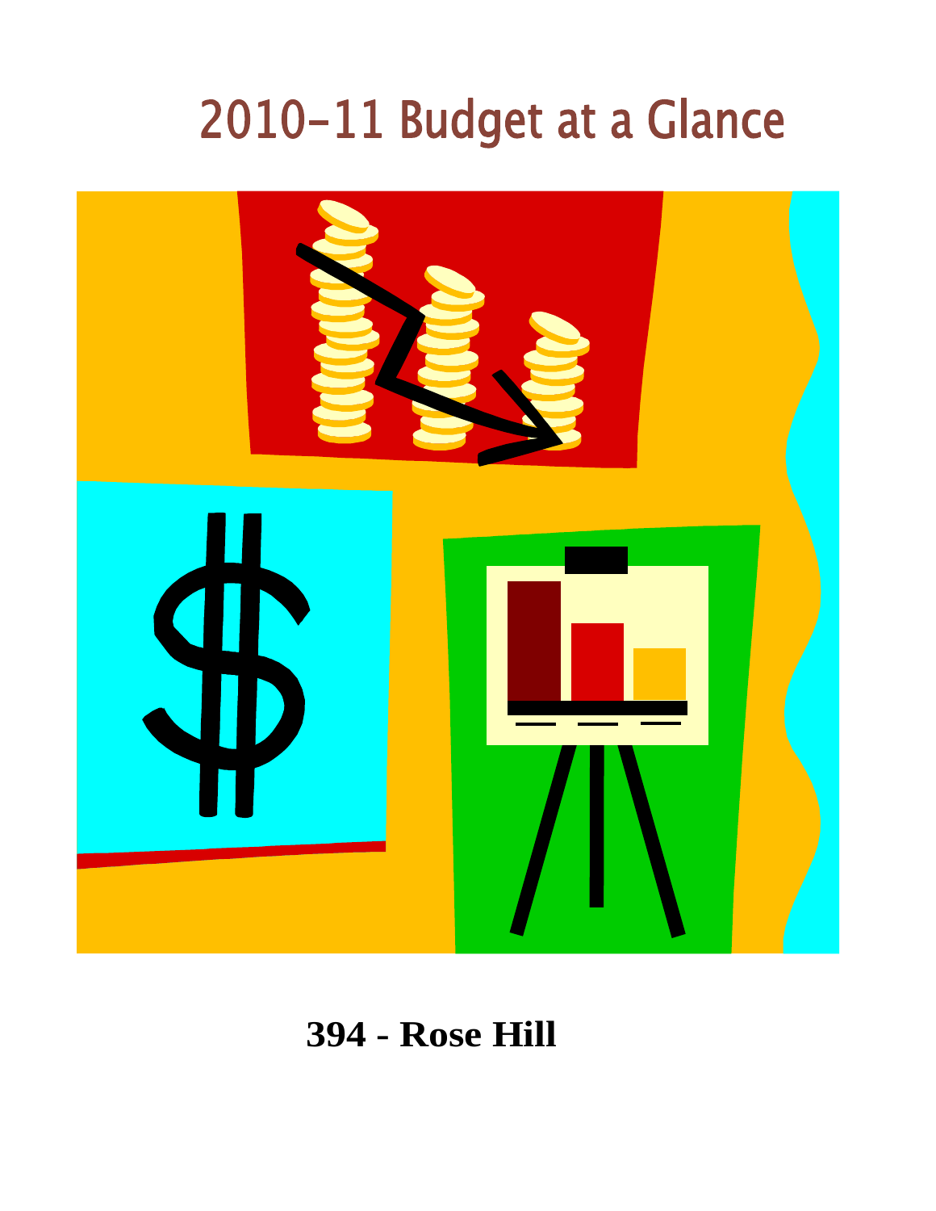# 2010-11 Budget at a Glance

**394 - Rose Hill**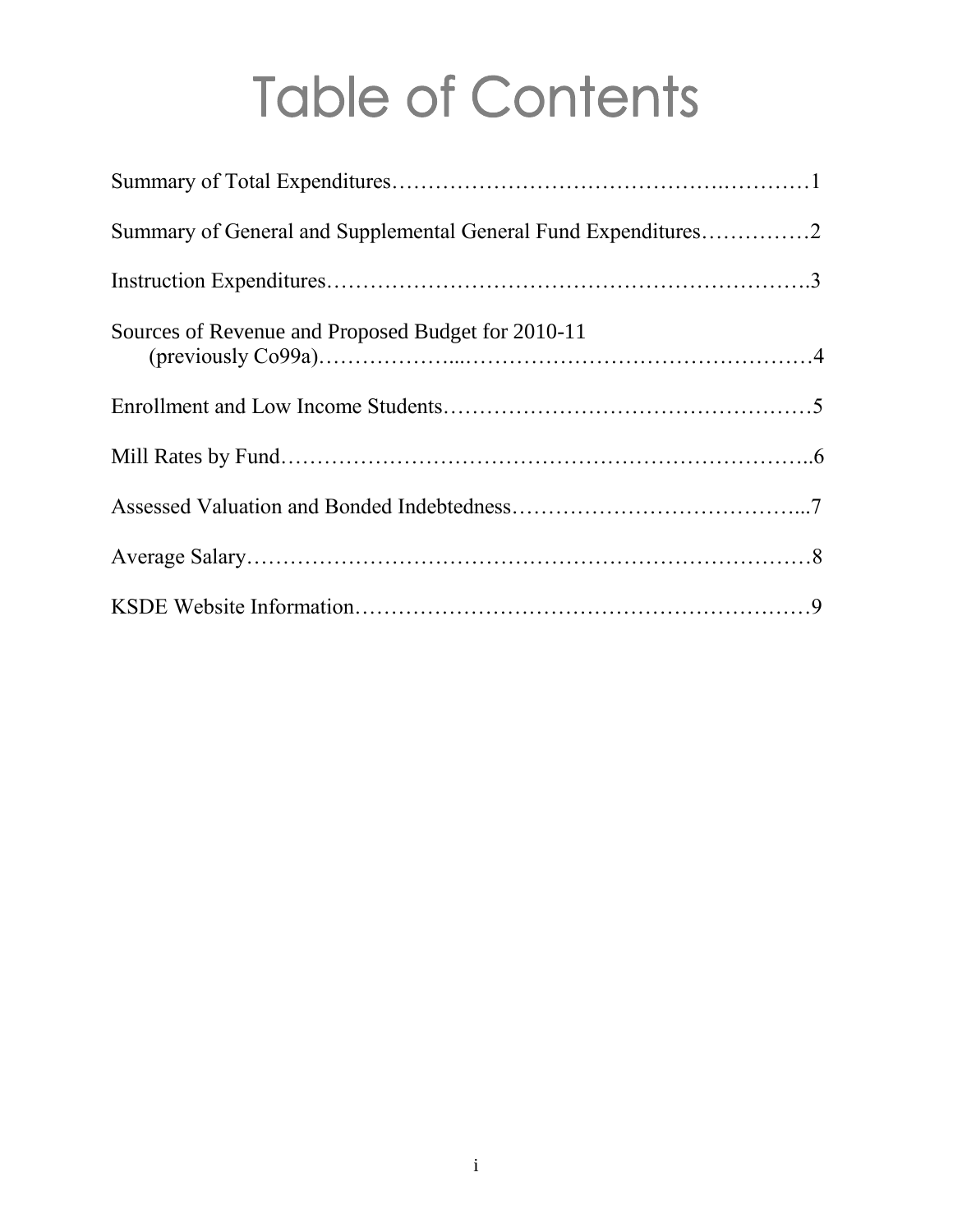# Table of Contents

Summary of Total Expenditures……………………………………….…………1

Summary of General and Supplemental General Fund Expenditures……………2

Instruction Expenditures……………………………………………………….3

Sources of Revenue and Proposed Budget for 2010-11
(previously Co99a)………………...…………………………………………4

Enrollment and Low Income Students……………………………………………5

Mill Rates by Fund……………………………………………………………..6

Assessed Valuation and Bonded Indebtedness…………………………………...7

Average Salary…………………………………………………………………8

KSDE Website Information……………………………………………………9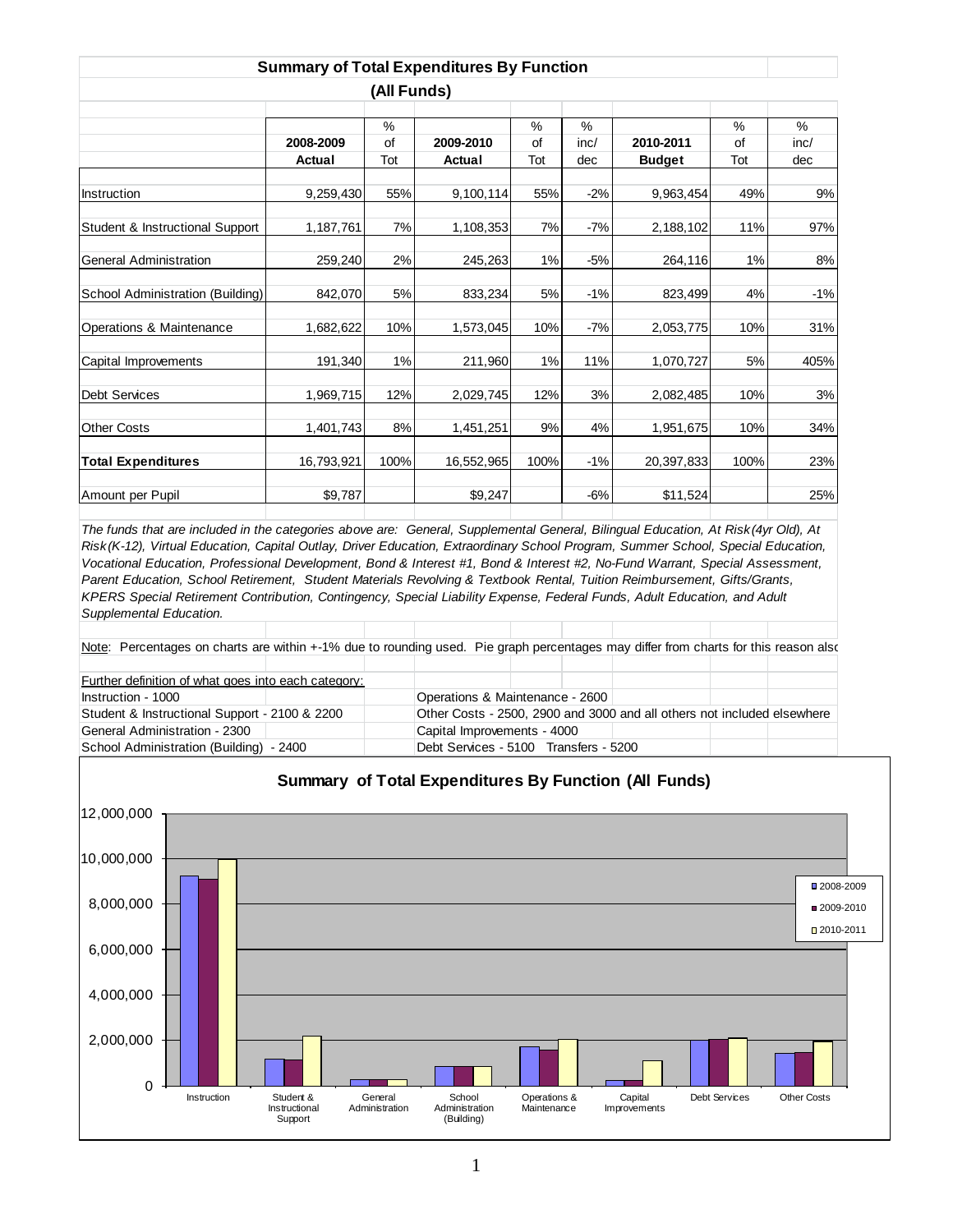## Summary of Total Expenditures By Function

### (All Funds)

| | 2008-2009 Actual | % of Tot | 2009-2010 Actual | % of Tot | % inc/ dec | 2010-2011 Budget | % of Tot | % inc/ dec |
|---|---|---|---|---|---|---|---|---|
| Instruction | 9,259,430 | 55% | 9,100,114 | 55% | -2% | 9,963,454 | 49% | 9% |
| Student & Instructional Support | 1,187,761 | 7% | 1,108,353 | 7% | -7% | 2,188,102 | 11% | 97% |
| General Administration | 259,240 | 2% | 245,263 | 1% | -5% | 264,116 | 1% | 8% |
| School Administration (Building) | 842,070 | 5% | 833,234 | 5% | -1% | 823,499 | 4% | -1% |
| Operations & Maintenance | 1,682,622 | 10% | 1,573,045 | 10% | -7% | 2,053,775 | 10% | 31% |
| Capital Improvements | 191,340 | 1% | 211,960 | 1% | 11% | 1,070,727 | 5% | 405% |
| Debt Services | 1,969,715 | 12% | 2,029,745 | 12% | 3% | 2,082,485 | 10% | 3% |
| Other Costs | 1,401,743 | 8% | 1,451,251 | 9% | 4% | 1,951,675 | 10% | 34% |
| **Total Expenditures** | 16,793,921 | 100% | 16,552,965 | 100% | -1% | 20,397,833 | 100% | 23% |
| Amount per Pupil | $9,787 | | $9,247 | | -6% | $11,524 | | 25% |

*The funds that are included in the categories above are: General, Supplemental General, Bilingual Education, At Risk(4yr Old), At Risk(K-12), Virtual Education, Capital Outlay, Driver Education, Extraordinary School Program, Summer School, Special Education, Vocational Education, Professional Development, Bond & Interest #1, Bond & Interest #2, No-Fund Warrant, Special Assessment, Parent Education, School Retirement, Student Materials Revolving & Textbook Rental, Tuition Reimbursement, Gifts/Grants, KPERS Special Retirement Contribution, Contingency, Special Liability Expense, Federal Funds, Adult Education, and Adult Supplemental Education.*

Note: Percentages on charts are within +-1% due to rounding used. Pie graph percentages may differ from charts for this reason also

Further definition of what goes into each category:

Instruction - 1000
Student & Instructional Support - 2100 & 2200
General Administration - 2300
School Administration (Building) - 2400
Operations & Maintenance - 2600
Other Costs - 2500, 2900 and 3000 and all others not included elsewhere
Capital Improvements - 4000
Debt Services - 5100 Transfers - 5200

Summary of Total Expenditures By Function (All Funds)

12,000,000
10,000,000
8,000,000
6,000,000
4,000,000
2,000,000
0

Instruction
Student & Instructional Support
General Administration
School Administration (Building)
Operations & Maintenance
Capital Improvements
Debt Services
Other Costs

2008-2009
2009-2010
2010-2011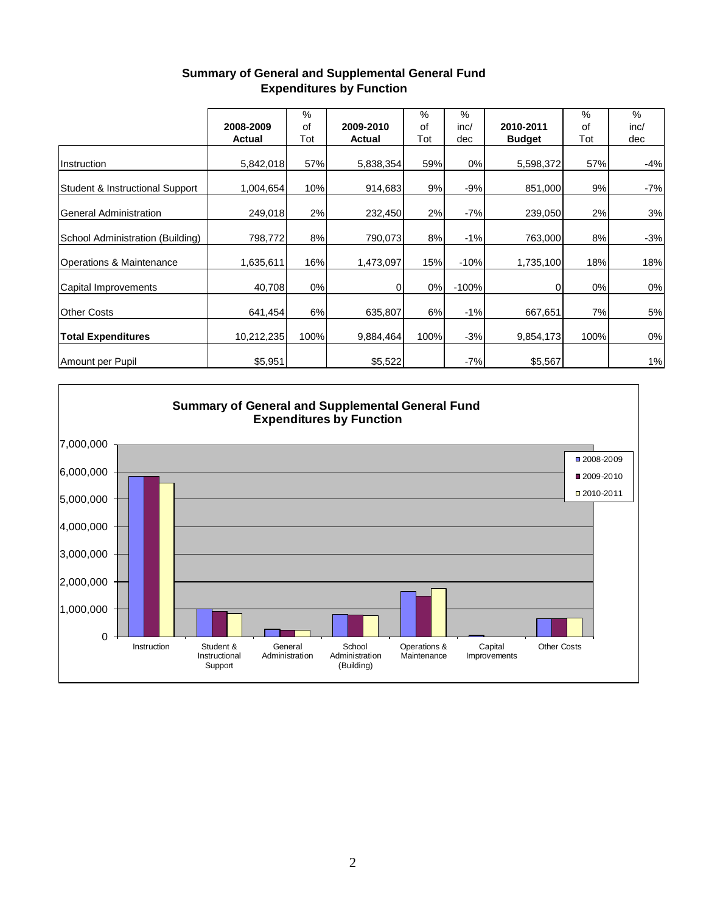## Summary of General and Supplemental General Fund Expenditures by Function

| | 2008-2009 Actual | % of Tot | 2009-2010 Actual | % of Tot | % inc/ dec | 2010-2011 Budget | % of Tot | % inc/ dec |
|---|---|---|---|---|---|---|---|---|
| Instruction | 5,842,018 | 57% | 5,838,354 | 59% | 0% | 5,598,372 | 57% | -4% |
| Student & Instructional Support | 1,004,654 | 10% | 914,683 | 9% | -9% | 851,000 | 9% | -7% |
| General Administration | 249,018 | 2% | 232,450 | 2% | -7% | 239,050 | 2% | 3% |
| School Administration (Building) | 798,772 | 8% | 790,073 | 8% | -1% | 763,000 | 8% | -3% |
| Operations & Maintenance | 1,635,611 | 16% | 1,473,097 | 15% | -10% | 1,735,100 | 18% | 18% |
| Capital Improvements | 40,708 | 0% | 0 | 0% | -100% | 0 | 0% | 0% |
| Other Costs | 641,454 | 6% | 635,807 | 6% | -1% | 667,651 | 7% | 5% |
| **Total Expenditures** | 10,212,235 | 100% | 9,884,464 | 100% | -3% | 9,854,173 | 100% | 0% |
| Amount per Pupil | $5,951 | | $5,522 | | -7% | $5,567 | | 1% |

**Summary of General and Supplemental General Fund Expenditures by Function**

7,000,000
6,000,000
5,000,000
4,000,000
3,000,000
2,000,000
1,000,000
0

Instruction
Student & Instructional Support
General Administration
School Administration (Building)
Operations & Maintenance
Capital Improvements
Other Costs

2008-2009
2009-2010
2010-2011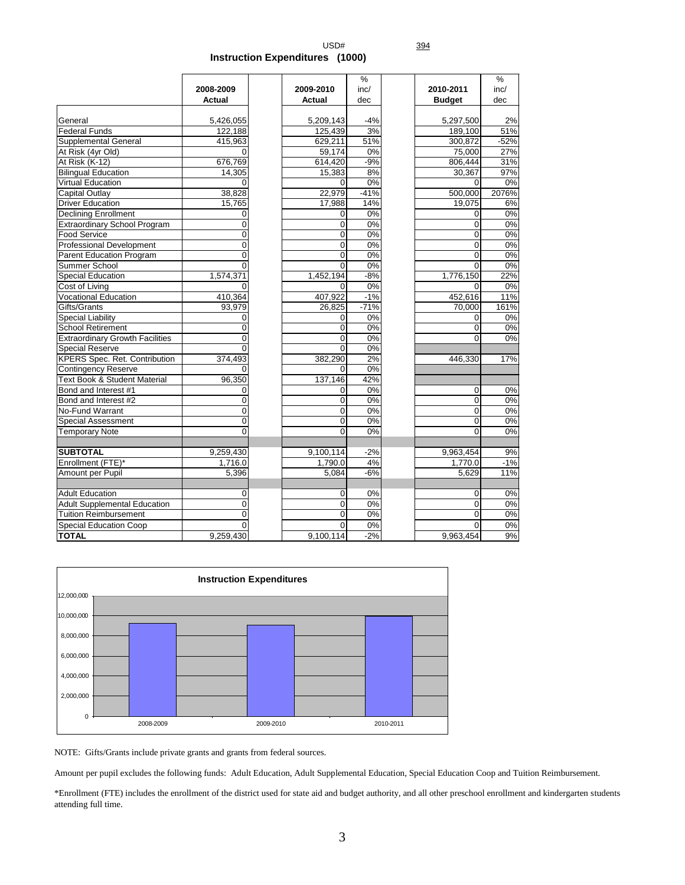USD# 394

## Instruction Expenditures (1000)

| | 2008-2009 Actual | 2009-2010 Actual | % inc/ dec | 2010-2011 Budget | % inc/ dec |
|---|---|---|---|---|---|
| General | 5,426,055 | 5,209,143 | -4% | 5,297,500 | 2% |
| Federal Funds | 122,188 | 125,439 | 3% | 189,100 | 51% |
| Supplemental General | 415,963 | 629,211 | 51% | 300,872 | -52% |
| At Risk (4yr Old) | 0 | 59,174 | 0% | 75,000 | 27% |
| At Risk (K-12) | 676,769 | 614,420 | -9% | 806,444 | 31% |
| Bilingual Education | 14,305 | 15,383 | 8% | 30,367 | 97% |
| Virtual Education | 0 | 0 | 0% | 0 | 0% |
| Capital Outlay | 38,828 | 22,979 | -41% | 500,000 | 2076% |
| Driver Education | 15,765 | 17,988 | 14% | 19,075 | 6% |
| Declining Enrollment | 0 | 0 | 0% | 0 | 0% |
| Extraordinary School Program | 0 | 0 | 0% | 0 | 0% |
| Food Service | 0 | 0 | 0% | 0 | 0% |
| Professional Development | 0 | 0 | 0% | 0 | 0% |
| Parent Education Program | 0 | 0 | 0% | 0 | 0% |
| Summer School | 0 | 0 | 0% | 0 | 0% |
| Special Education | 1,574,371 | 1,452,194 | -8% | 1,776,150 | 22% |
| Cost of Living | 0 | 0 | 0% | 0 | 0% |
| Vocational Education | 410,364 | 407,922 | -1% | 452,616 | 11% |
| Gifts/Grants | 93,979 | 26,825 | -71% | 70,000 | 161% |
| Special Liability | 0 | 0 | 0% | 0 | 0% |
| School Retirement | 0 | 0 | 0% | 0 | 0% |
| Extraordinary Growth Facilities | 0 | 0 | 0% | 0 | 0% |
| Special Reserve | 0 | 0 | 0% | | |
| KPERS Spec. Ret. Contribution | 374,493 | 382,290 | 2% | 446,330 | 17% |
| Contingency Reserve | 0 | 0 | 0% | | |
| Text Book & Student Material | 96,350 | 137,146 | 42% | | |
| Bond and Interest #1 | 0 | 0 | 0% | 0 | 0% |
| Bond and Interest #2 | 0 | 0 | 0% | 0 | 0% |
| No-Fund Warrant | 0 | 0 | 0% | 0 | 0% |
| Special Assessment | 0 | 0 | 0% | 0 | 0% |
| Temporary Note | 0 | 0 | 0% | 0 | 0% |
| **SUBTOTAL** | 9,259,430 | 9,100,114 | -2% | 9,963,454 | 9% |
| Enrollment (FTE)* | 1,716.0 | 1,790.0 | 4% | 1,770.0 | -1% |
| Amount per Pupil | 5,396 | 5,084 | -6% | 5,629 | 11% |
| Adult Education | 0 | 0 | 0% | 0 | 0% |
| Adult Supplemental Education | 0 | 0 | 0% | 0 | 0% |
| Tuition Reimbursement | 0 | 0 | 0% | 0 | 0% |
| Special Education Coop | 0 | 0 | 0% | 0 | 0% |
| **TOTAL** | 9,259,430 | 9,100,114 | -2% | 9,963,454 | 9% |

Instruction Expenditures

12,000,000
10,000,000
8,000,000
6,000,000
4,000,000
2,000,000
0

2008-2009
2009-2010
2010-2011

NOTE: Gifts/Grants include private grants and grants from federal sources.

Amount per pupil excludes the following funds: Adult Education, Adult Supplemental Education, Special Education Coop and Tuition Reimbursement.

*Enrollment (FTE) includes the enrollment of the district used for state aid and budget authority, and all other preschool enrollment and kindergarten students attending full time.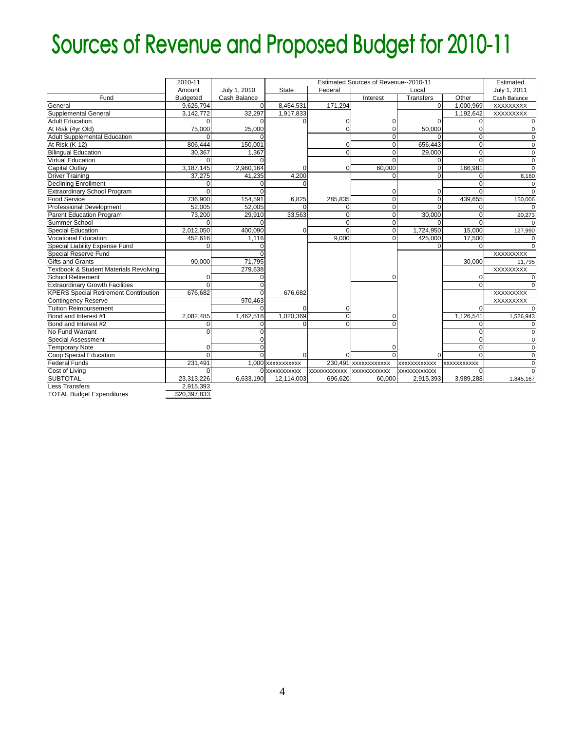# Sources of Revenue and Proposed Budget for 2010-11

| | 2010-11 | | Estimated Sources of Revenue--2010-11 | | | | | Estimated |
|---|---|---|---|---|---|---|---|---|
| | Amount | July 1, 2010 | State | Federal | Local | | | July 1, 2011 |
| Fund | Budgeted | Cash Balance | | | Interest | Transfers | Other | Cash Balance |
| General | 9,626,794 | 0 | 8,454,531 | 171,294 | | 0 | 1,000,969 | XXXXXXXXX |
| Supplemental General | 3,142,772 | 32,297 | 1,917,833 | | | | 1,192,642 | XXXXXXXXX |
| Adult Education | 0 | 0 | 0 | 0 | 0 | 0 | 0 | 0 |
| At Risk (4yr Old) | 75,000 | 25,000 | | 0 | 0 | 50,000 | 0 | 0 |
| Adult Supplemental Education | 0 | 0 | | | 0 | 0 | 0 | 0 |
| At Risk (K-12) | 806,444 | 150,001 | | 0 | 0 | 656,443 | 0 | 0 |
| Bilingual Education | 30,367 | 1,367 | | 0 | 0 | 29,000 | 0 | 0 |
| Virtual Education | 0 | 0 | | | 0 | 0 | 0 | 0 |
| Capital Outlay | 3,187,145 | 2,960,164 | 0 | 0 | 60,000 | 0 | 166,981 | 0 |
| Driver Training | 37,275 | 41,235 | 4,200 | | 0 | 0 | 0 | 8,160 |
| Declining Enrollment | 0 | 0 | 0 | | | | 0 | 0 |
| Extraordinary School Program | 0 | 0 | | | 0 | 0 | 0 | 0 |
| Food Service | 736,900 | 154,591 | 6,825 | 285,835 | 0 | 0 | 439,655 | 150,006 |
| Professional Development | 52,005 | 52,005 | 0 | 0 | 0 | 0 | 0 | 0 |
| Parent Education Program | 73,200 | 29,910 | 33,563 | 0 | 0 | 30,000 | 0 | 20,273 |
| Summer School | 0 | 0 | | 0 | 0 | 0 | 0 | 0 |
| Special Education | 2,012,050 | 400,090 | 0 | 0 | 0 | 1,724,950 | 15,000 | 127,990 |
| Vocational Education | 452,616 | 1,116 | | 9,000 | 0 | 425,000 | 17,500 | 0 |
| Special Liability Expense Fund | 0 | 0 | | | | 0 | 0 | 0 |
| Special Reserve Fund | | 0 | | | | | | XXXXXXXXX |
| Gifts and Grants | 90,000 | 71,795 | | | | | 30,000 | 11,795 |
| Textbook & Student Materials Revolving | | 279,638 | | | | | | XXXXXXXXX |
| School Retirement | 0 | 0 | | | 0 | | 0 | 0 |
| Extraordinary Growth Facilities | 0 | 0 | | | | | 0 | 0 |
| KPERS Special Retirement Contribution | 676,682 | 0 | 676,682 | | | | | XXXXXXXXX |
| Contingency Reserve | | 970,463 | | | | | | XXXXXXXXX |
| Tuition Reimbursement | | 0 | 0 | 0 | | | 0 | 0 |
| Bond and Interest #1 | 2,082,485 | 1,462,518 | 1,020,369 | 0 | 0 | | 1,126,541 | 1,526,943 |
| Bond and Interest #2 | 0 | 0 | 0 | 0 | 0 | | 0 | 0 |
| No Fund Warrant | 0 | 0 | | | | | 0 | 0 |
| Special Assessment | | 0 | | | | | 0 | 0 |
| Temporary Note | 0 | 0 | | | 0 | | 0 | 0 |
| Coop Special Education | 0 | 0 | 0 | 0 | 0 | 0 | 0 | 0 |
| Federal Funds | 231,491 | 1,000 | xxxxxxxxxxx | 230,491 | xxxxxxxxxxxx | xxxxxxxxxxxx | xxxxxxxxxxx | 0 |
| Cost of Living | 0 | 0 | xxxxxxxxxxx | xxxxxxxxxxxx | xxxxxxxxxxxx | xxxxxxxxxxxx | 0 | 0 |
| SUBTOTAL | 23,313,226 | 6,633,190 | 12,114,003 | 696,620 | 60,000 | 2,915,393 | 3,989,288 | 1,845,167 |
| Less Transfers | 2,915,393 | | | | | | | |
| TOTAL Budget Expenditures | $20,397,833 | | | | | | | |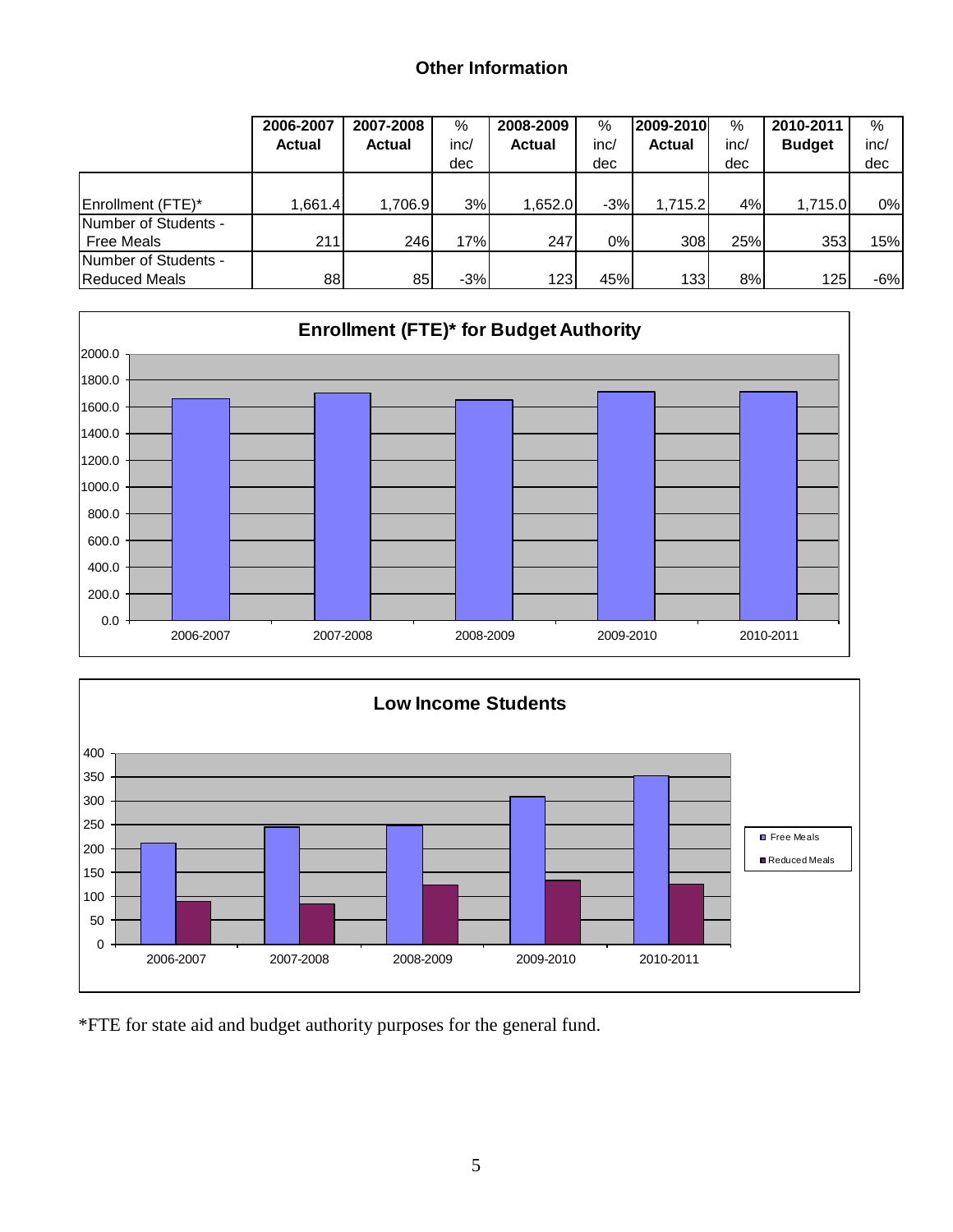## Other Information

| | 2006-2007 Actual | 2007-2008 Actual | % inc/ dec | 2008-2009 Actual | % inc/ dec | 2009-2010 Actual | % inc/ dec | 2010-2011 Budget | % inc/ dec |
|---|---|---|---|---|---|---|---|---|---|
| Enrollment (FTE)* | 1,661.4 | 1,706.9 | 3% | 1,652.0 | -3% | 1,715.2 | 4% | 1,715.0 | 0% |
| Number of Students - Free Meals | 211 | 246 | 17% | 247 | 0% | 308 | 25% | 353 | 15% |
| Number of Students - Reduced Meals | 88 | 85 | -3% | 123 | 45% | 133 | 8% | 125 | -6% |

**Enrollment (FTE)* for Budget Authority**

2000.0
1800.0
1600.0
1400.0
1200.0
1000.0
800.0
600.0
400.0
200.0
0.0

2006-2007
2007-2008
2008-2009
2009-2010
2010-2011

**Low Income Students**

400
350
300
250
200
150
100
50
0

2006-2007
2007-2008
2008-2009
2009-2010
2010-2011

Free Meals
Reduced Meals

*FTE for state aid and budget authority purposes for the general fund.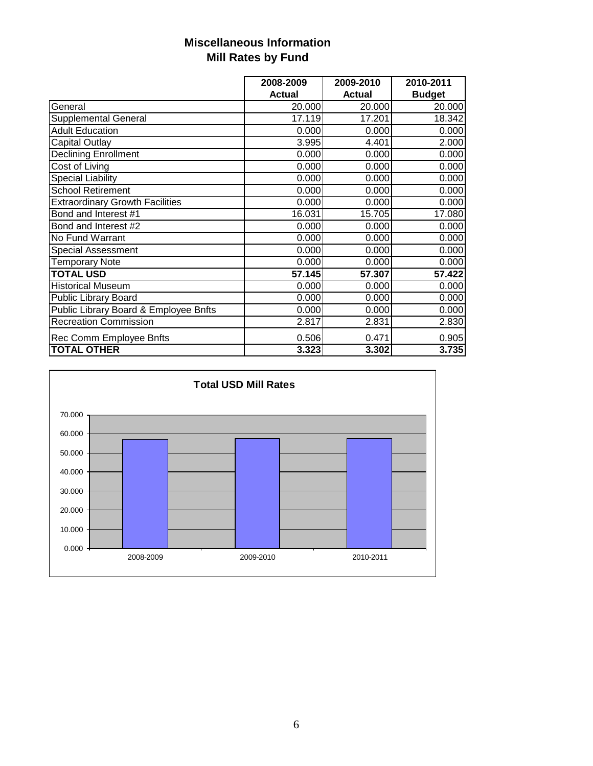# Miscellaneous Information
## Mill Rates by Fund

| | 2008-2009 Actual | 2009-2010 Actual | 2010-2011 Budget |
|---|---|---|---|
| General | 20.000 | 20.000 | 20.000 |
| Supplemental General | 17.119 | 17.201 | 18.342 |
| Adult Education | 0.000 | 0.000 | 0.000 |
| Capital Outlay | 3.995 | 4.401 | 2.000 |
| Declining Enrollment | 0.000 | 0.000 | 0.000 |
| Cost of Living | 0.000 | 0.000 | 0.000 |
| Special Liability | 0.000 | 0.000 | 0.000 |
| School Retirement | 0.000 | 0.000 | 0.000 |
| Extraordinary Growth Facilities | 0.000 | 0.000 | 0.000 |
| Bond and Interest #1 | 16.031 | 15.705 | 17.080 |
| Bond and Interest #2 | 0.000 | 0.000 | 0.000 |
| No Fund Warrant | 0.000 | 0.000 | 0.000 |
| Special Assessment | 0.000 | 0.000 | 0.000 |
| Temporary Note | 0.000 | 0.000 | 0.000 |
| **TOTAL USD** | **57.145** | **57.307** | **57.422** |
| Historical Museum | 0.000 | 0.000 | 0.000 |
| Public Library Board | 0.000 | 0.000 | 0.000 |
| Public Library Board & Employee Bnfts | 0.000 | 0.000 | 0.000 |
| Recreation Commission | 2.817 | 2.831 | 2.830 |
| Rec Comm Employee Bnfts | 0.506 | 0.471 | 0.905 |
| **TOTAL OTHER** | **3.323** | **3.302** | **3.735** |

**Total USD Mill Rates**

70.000
60.000
50.000
40.000
30.000
20.000
10.000
0.000

2008-2009
2009-2010
2010-2011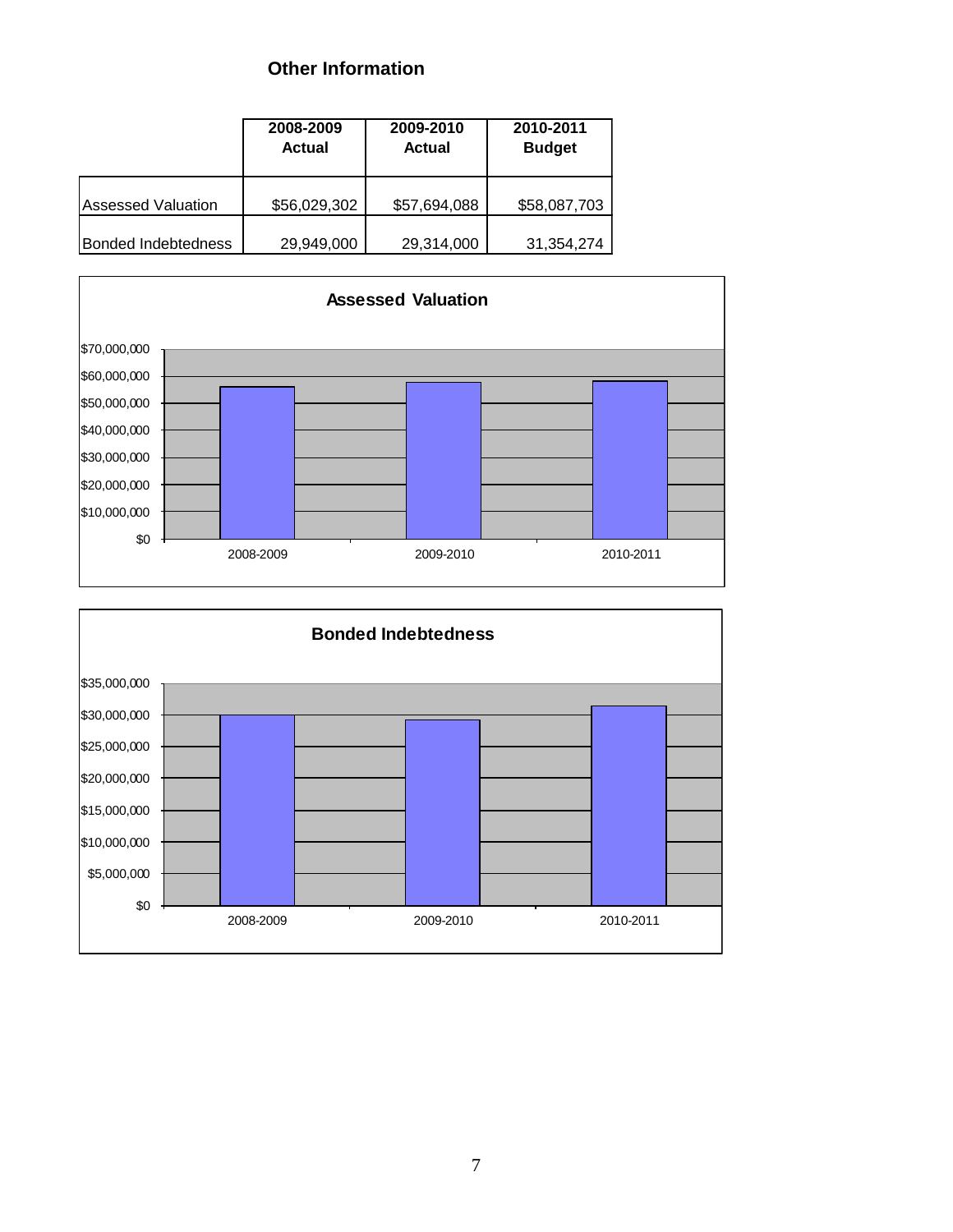## Other Information

| | 2008-2009 Actual | 2009-2010 Actual | 2010-2011 Budget |
|---|---|---|---|
| Assessed Valuation | $56,029,302 | $57,694,088 | $58,087,703 |
| Bonded Indebtedness | 29,949,000 | 29,314,000 | 31,354,274 |

**Assessed Valuation**

$70,000,000
$60,000,000
$50,000,000
$40,000,000
$30,000,000
$20,000,000
$10,000,000
$0

2008-2009
2009-2010
2010-2011

**Bonded Indebtedness**

$35,000,000
$30,000,000
$25,000,000
$20,000,000
$15,000,000
$10,000,000
$5,000,000
$0

2008-2009
2009-2010
2010-2011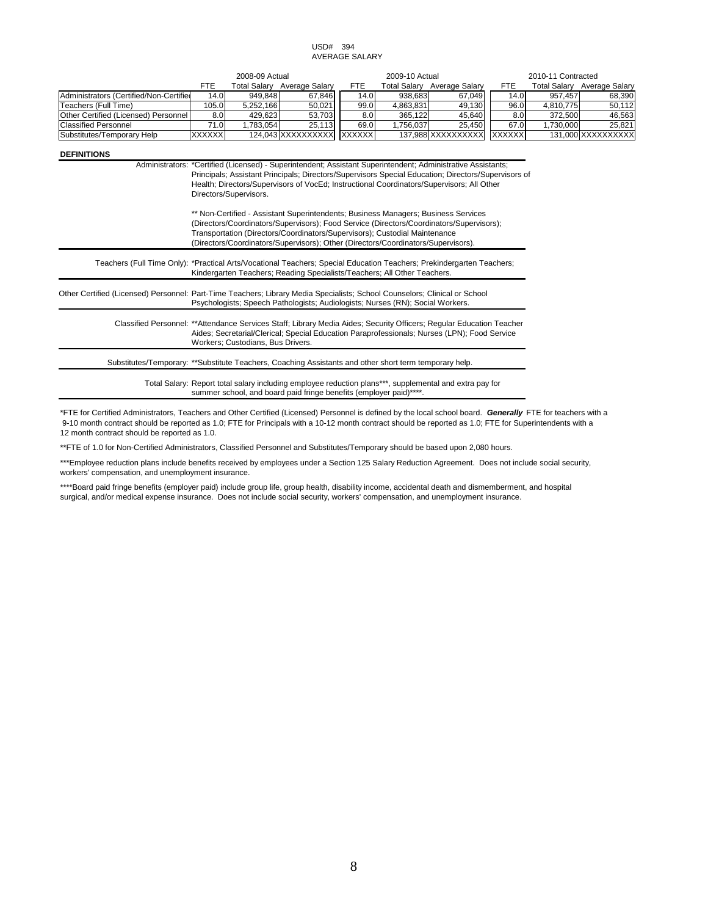USD# 394
AVERAGE SALARY

| | 2008-09 Actual | | | 2009-10 Actual | | | 2010-11 Contracted | | |
|---|---|---|---|---|---|---|---|---|---|
| | FTE | Total Salary | Average Salary | FTE | Total Salary | Average Salary | FTE | Total Salary | Average Salary |
| Administrators (Certified/Non-Certified) | 14.0 | 949,848 | 67,846 | 14.0 | 938,683 | 67,049 | 14.0 | 957,457 | 68,390 |
| Teachers (Full Time) | 105.0 | 5,252,166 | 50,021 | 99.0 | 4,863,831 | 49,130 | 96.0 | 4,810,775 | 50,112 |
| Other Certified (Licensed) Personnel | 8.0 | 429,623 | 53,703 | 8.0 | 365,122 | 45,640 | 8.0 | 372,500 | 46,563 |
| Classified Personnel | 71.0 | 1,783,054 | 25,113 | 69.0 | 1,756,037 | 25,450 | 67.0 | 1,730,000 | 25,821 |
| Substitutes/Temporary Help | XXXXXX | 124,043 | XXXXXXXXX | XXXXXX | 137,988 | XXXXXXXXX | XXXXXX | 131,000 | XXXXXXXXX |

**DEFINITIONS**

Administrators: *Certified (Licensed) - Superintendent; Assistant Superintendent; Administrative Assistants; Principals; Assistant Principals; Directors/Supervisors Special Education; Directors/Supervisors of Health; Directors/Supervisors of VocEd; Instructional Coordinators/Supervisors; All Other Directors/Supervisors.

** Non-Certified - Assistant Superintendents; Business Managers; Business Services (Directors/Coordinators/Supervisors); Food Service (Directors/Coordinators/Supervisors); Transportation (Directors/Coordinators/Supervisors); Custodial Maintenance (Directors/Coordinators/Supervisors); Other (Directors/Coordinators/Supervisors).

Teachers (Full Time Only): *Practical Arts/Vocational Teachers; Special Education Teachers; Prekindergarten Teachers; Kindergarten Teachers; Reading Specialists/Teachers; All Other Teachers.

Other Certified (Licensed) Personnel: Part-Time Teachers; Library Media Specialists; School Counselors; Clinical or School Psychologists; Speech Pathologists; Audiologists; Nurses (RN); Social Workers.

Classified Personnel: **Attendance Services Staff; Library Media Aides; Security Officers; Regular Education Teacher Aides; Secretarial/Clerical; Special Education Paraprofessionals; Nurses (LPN); Food Service Workers; Custodians, Bus Drivers.

Substitutes/Temporary: **Substitute Teachers, Coaching Assistants and other short term temporary help.

Total Salary: Report total salary including employee reduction plans***, supplemental and extra pay for summer school, and board paid fringe benefits (employer paid)****.

*FTE for Certified Administrators, Teachers and Other Certified (Licensed) Personnel is defined by the local school board. ***Generally*** FTE for teachers with a 9-10 month contract should be reported as 1.0; FTE for Principals with a 10-12 month contract should be reported as 1.0; FTE for Superintendents with a 12 month contract should be reported as 1.0.

**FTE of 1.0 for Non-Certified Administrators, Classified Personnel and Substitutes/Temporary should be based upon 2,080 hours.

***Employee reduction plans include benefits received by employees under a Section 125 Salary Reduction Agreement. Does not include social security, workers' compensation, and unemployment insurance.

****Board paid fringe benefits (employer paid) include group life, group health, disability income, accidental death and dismemberment, and hospital surgical, and/or medical expense insurance. Does not include social security, workers' compensation, and unemployment insurance.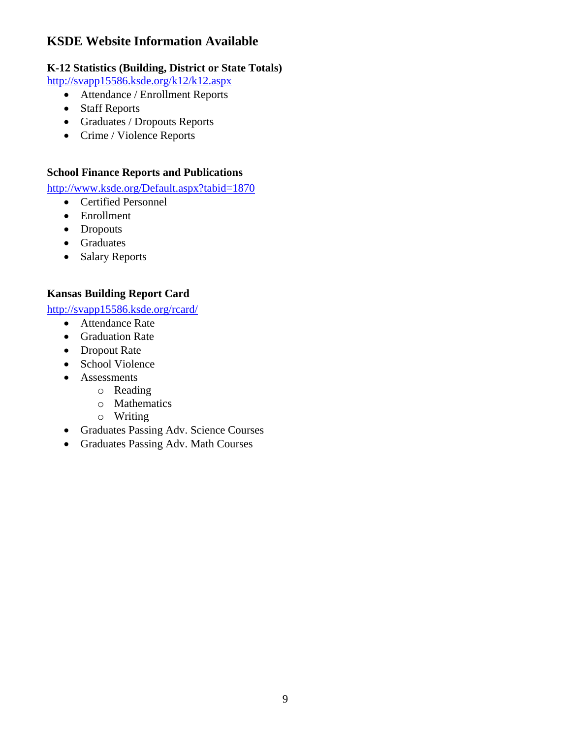## KSDE Website Information Available

### K-12 Statistics (Building, District or State Totals)

http://svapp15586.ksde.org/k12/k12.aspx

- Attendance / Enrollment Reports
- Staff Reports
- Graduates / Dropouts Reports
- Crime / Violence Reports

### School Finance Reports and Publications

http://www.ksde.org/Default.aspx?tabid=1870

- Certified Personnel
- Enrollment
- Dropouts
- Graduates
- Salary Reports

### Kansas Building Report Card

http://svapp15586.ksde.org/rcard/

- Attendance Rate
- Graduation Rate
- Dropout Rate
- School Violence
- Assessments
  - Reading
  - Mathematics
  - Writing
- Graduates Passing Adv. Science Courses
- Graduates Passing Adv. Math Courses